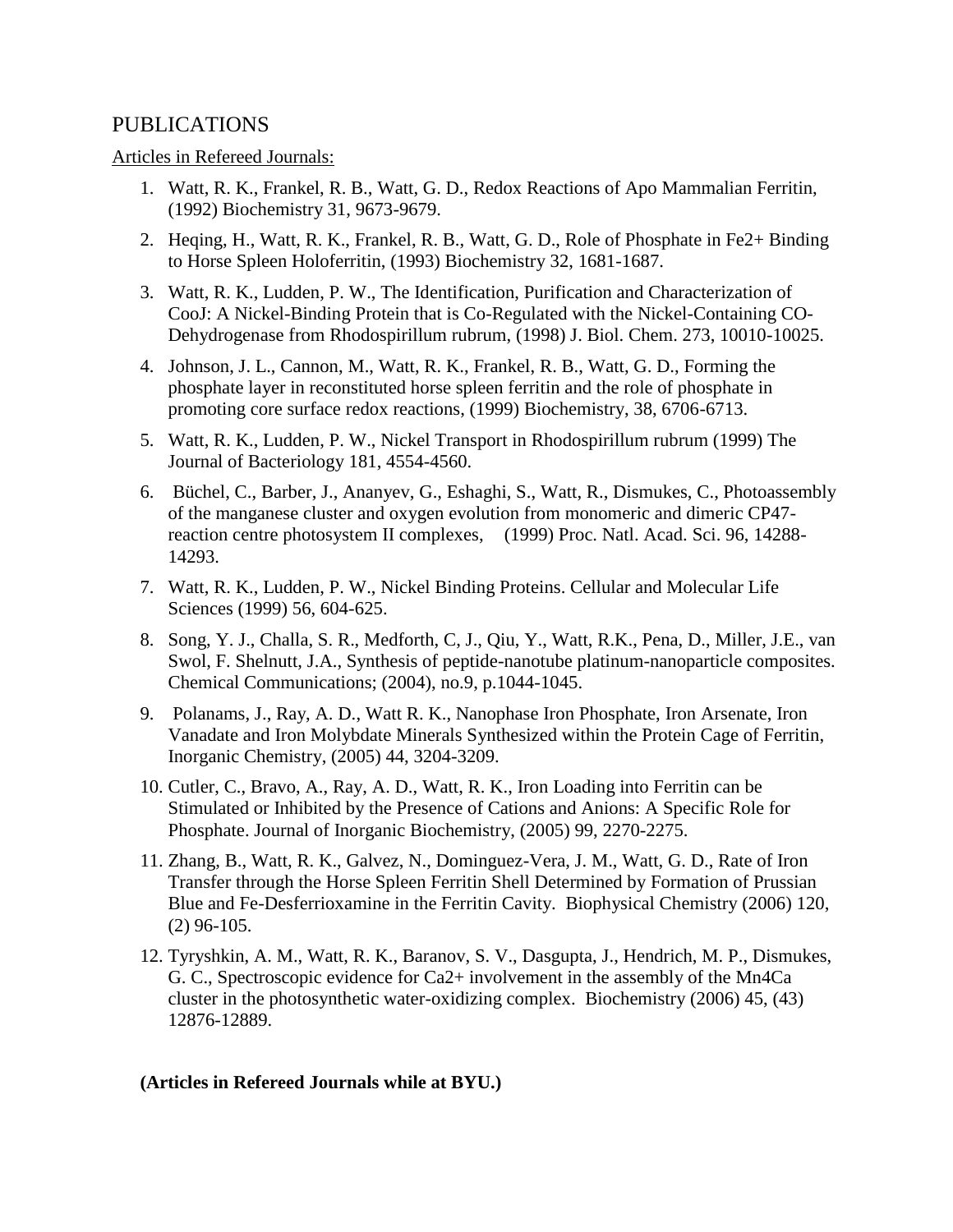# PUBLICATIONS

Articles in Refereed Journals:

1. Watt, R. K., Frankel, R. B., Watt, G. D., Redox Reactions of Apo Mammalian Ferritin, (1992) Biochemistry 31, 9673-9679.
2. Heqing, H., Watt, R. K., Frankel, R. B., Watt, G. D., Role of Phosphate in Fe2+ Binding to Horse Spleen Holoferritin, (1993) Biochemistry 32, 1681-1687.
3. Watt, R. K., Ludden, P. W., The Identification, Purification and Characterization of CooJ: A Nickel-Binding Protein that is Co-Regulated with the Nickel-Containing CO-Dehydrogenase from Rhodospirillum rubrum, (1998) J. Biol. Chem. 273, 10010-10025.
4. Johnson, J. L., Cannon, M., Watt, R. K., Frankel, R. B., Watt, G. D., Forming the phosphate layer in reconstituted horse spleen ferritin and the role of phosphate in promoting core surface redox reactions, (1999) Biochemistry, 38, 6706-6713.
5. Watt, R. K., Ludden, P. W., Nickel Transport in Rhodospirillum rubrum (1999) The Journal of Bacteriology 181, 4554-4560.
6. Büchel, C., Barber, J., Ananyev, G., Eshaghi, S., Watt, R., Dismukes, C., Photoassembly of the manganese cluster and oxygen evolution from monomeric and dimeric CP47-reaction centre photosystem II complexes, (1999) Proc. Natl. Acad. Sci. 96, 14288-14293.
7. Watt, R. K., Ludden, P. W., Nickel Binding Proteins. Cellular and Molecular Life Sciences (1999) 56, 604-625.
8. Song, Y. J., Challa, S. R., Medforth, C, J., Qiu, Y., Watt, R.K., Pena, D., Miller, J.E., van Swol, F. Shelnutt, J.A., Synthesis of peptide-nanotube platinum-nanoparticle composites. Chemical Communications; (2004), no.9, p.1044-1045.
9. Polanams, J., Ray, A. D., Watt R. K., Nanophase Iron Phosphate, Iron Arsenate, Iron Vanadate and Iron Molybdate Minerals Synthesized within the Protein Cage of Ferritin, Inorganic Chemistry, (2005) 44, 3204-3209.
10. Cutler, C., Bravo, A., Ray, A. D., Watt, R. K., Iron Loading into Ferritin can be Stimulated or Inhibited by the Presence of Cations and Anions: A Specific Role for Phosphate. Journal of Inorganic Biochemistry, (2005) 99, 2270-2275.
11. Zhang, B., Watt, R. K., Galvez, N., Dominguez-Vera, J. M., Watt, G. D., Rate of Iron Transfer through the Horse Spleen Ferritin Shell Determined by Formation of Prussian Blue and Fe-Desferrioxamine in the Ferritin Cavity. Biophysical Chemistry (2006) 120, (2) 96-105.
12. Tyryshkin, A. M., Watt, R. K., Baranov, S. V., Dasgupta, J., Hendrich, M. P., Dismukes, G. C., Spectroscopic evidence for Ca2+ involvement in the assembly of the Mn4Ca cluster in the photosynthetic water-oxidizing complex. Biochemistry (2006) 45, (43) 12876-12889.

**(Articles in Refereed Journals while at BYU.)**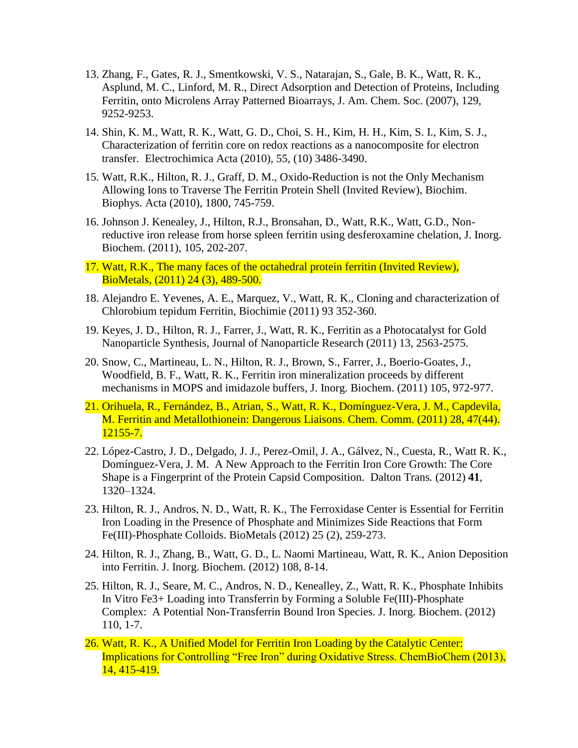13. Zhang, F., Gates, R. J., Smentkowski, V. S., Natarajan, S., Gale, B. K., Watt, R. K., Asplund, M. C., Linford, M. R., Direct Adsorption and Detection of Proteins, Including Ferritin, onto Microlens Array Patterned Bioarrays, J. Am. Chem. Soc. (2007), 129, 9252-9253.

14. Shin, K. M., Watt, R. K., Watt, G. D., Choi, S. H., Kim, H. H., Kim, S. I., Kim, S. J., Characterization of ferritin core on redox reactions as a nanocomposite for electron transfer. Electrochimica Acta (2010), 55, (10) 3486-3490.

15. Watt, R.K., Hilton, R. J., Graff, D. M., Oxido-Reduction is not the Only Mechanism Allowing Ions to Traverse The Ferritin Protein Shell (Invited Review), Biochim. Biophys. Acta (2010), 1800, 745-759.

16. Johnson J. Kenealey, J., Hilton, R.J., Bronsahan, D., Watt, R.K., Watt, G.D., Non-reductive iron release from horse spleen ferritin using desferoxamine chelation, J. Inorg. Biochem. (2011), 105, 202-207.

17. Watt, R.K., The many faces of the octahedral protein ferritin (Invited Review), BioMetals, (2011) 24 (3), 489-500.

18. Alejandro E. Yevenes, A. E., Marquez, V., Watt, R. K., Cloning and characterization of Chlorobium tepidum Ferritin, Biochimie (2011) 93 352-360.

19. Keyes, J. D., Hilton, R. J., Farrer, J., Watt, R. K., Ferritin as a Photocatalyst for Gold Nanoparticle Synthesis, Journal of Nanoparticle Research (2011) 13, 2563-2575.

20. Snow, C., Martineau, L. N., Hilton, R. J., Brown, S., Farrer, J., Boerio-Goates, J., Woodfield, B. F., Watt, R. K., Ferritin iron mineralization proceeds by different mechanisms in MOPS and imidazole buffers, J. Inorg. Biochem. (2011) 105, 972-977.

21. Orihuela, R., Fernández, B., Atrian, S., Watt, R. K., Domínguez-Vera, J. M., Capdevila, M. Ferritin and Metallothionein: Dangerous Liaisons. Chem. Comm. (2011) 28, 47(44). 12155-7.

22. López-Castro, J. D., Delgado, J. J., Perez-Omil, J. A., Gálvez, N., Cuesta, R., Watt R. K., Domínguez-Vera, J. M. A New Approach to the Ferritin Iron Core Growth: The Core Shape is a Fingerprint of the Protein Capsid Composition. Dalton Trans*.* (2012) **41**, 1320–1324.

23. Hilton, R. J., Andros, N. D., Watt, R. K., The Ferroxidase Center is Essential for Ferritin Iron Loading in the Presence of Phosphate and Minimizes Side Reactions that Form Fe(III)-Phosphate Colloids. BioMetals (2012) 25 (2), 259-273.

24. Hilton, R. J., Zhang, B., Watt, G. D., L. Naomi Martineau, Watt, R. K., Anion Deposition into Ferritin. J. Inorg. Biochem. (2012) 108, 8-14.

25. Hilton, R. J., Seare, M. C., Andros, N. D., Kenealley, Z., Watt, R. K., Phosphate Inhibits In Vitro $Fe^{3+}$ Loading into Transferrin by Forming a Soluble Fe(III)-Phosphate Complex: A Potential Non-Transferrin Bound Iron Species. J. Inorg. Biochem. (2012) 110, 1-7.

26. Watt, R. K., A Unified Model for Ferritin Iron Loading by the Catalytic Center: Implications for Controlling "Free Iron" during Oxidative Stress. ChemBioChem (2013), 14, 415-419.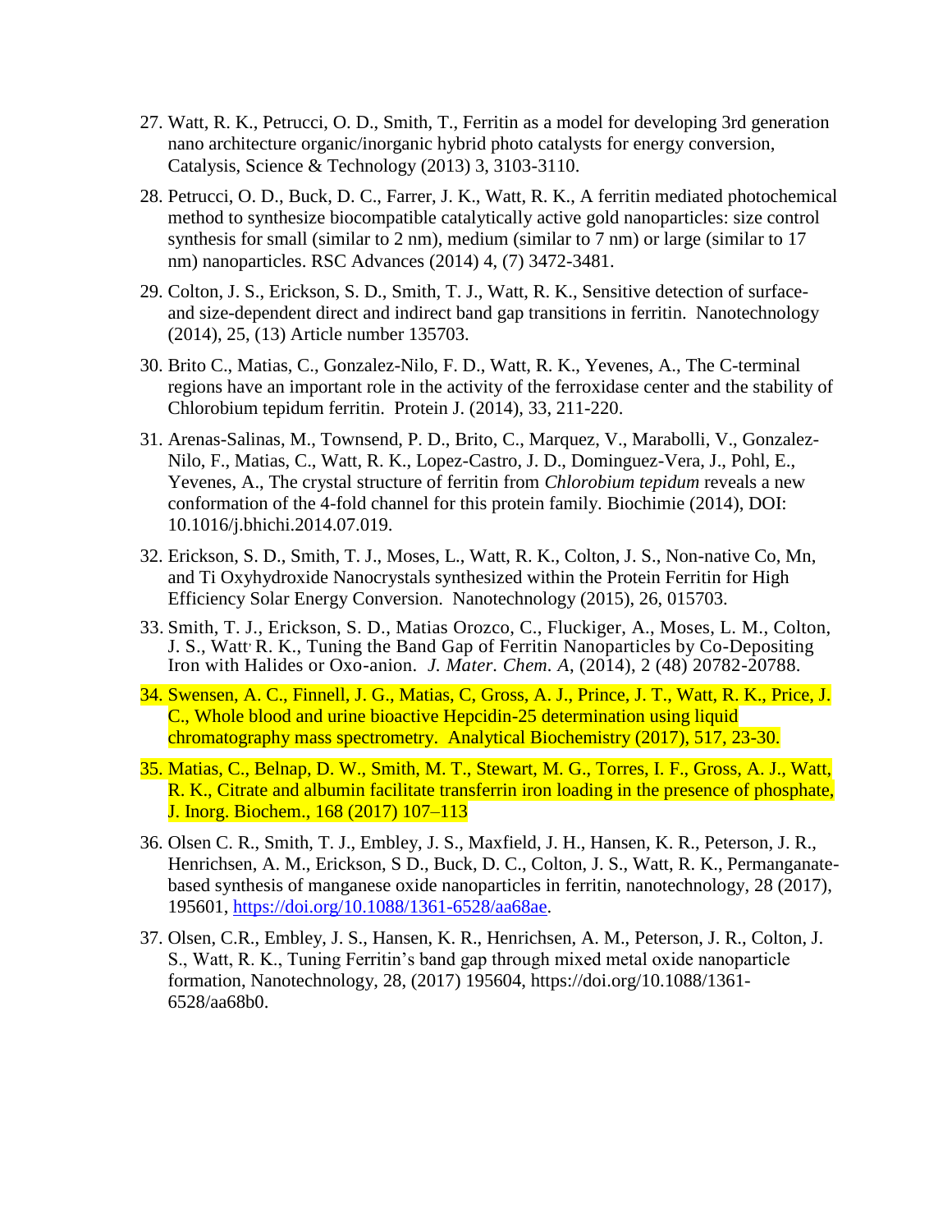27. Watt, R. K., Petrucci, O. D., Smith, T., Ferritin as a model for developing 3rd generation nano architecture organic/inorganic hybrid photo catalysts for energy conversion, Catalysis, Science & Technology (2013) 3, 3103-3110.

28. Petrucci, O. D., Buck, D. C., Farrer, J. K., Watt, R. K., A ferritin mediated photochemical method to synthesize biocompatible catalytically active gold nanoparticles: size control synthesis for small (similar to 2 nm), medium (similar to 7 nm) or large (similar to 17 nm) nanoparticles. RSC Advances (2014) 4, (7) 3472-3481.

29. Colton, J. S., Erickson, S. D., Smith, T. J., Watt, R. K., Sensitive detection of surface- and size-dependent direct and indirect band gap transitions in ferritin. Nanotechnology (2014), 25, (13) Article number 135703.

30. Brito C., Matias, C., Gonzalez-Nilo, F. D., Watt, R. K., Yevenes, A., The C-terminal regions have an important role in the activity of the ferroxidase center and the stability of Chlorobium tepidum ferritin. Protein J. (2014), 33, 211-220.

31. Arenas-Salinas, M., Townsend, P. D., Brito, C., Marquez, V., Marabolli, V., Gonzalez-Nilo, F., Matias, C., Watt, R. K., Lopez-Castro, J. D., Dominguez-Vera, J., Pohl, E., Yevenes, A., The crystal structure of ferritin from *Chlorobium tepidum* reveals a new conformation of the 4-fold channel for this protein family. Biochimie (2014), DOI: 10.1016/j.bhichi.2014.07.019.

32. Erickson, S. D., Smith, T. J., Moses, L., Watt, R. K., Colton, J. S., Non-native Co, Mn, and Ti Oxyhydroxide Nanocrystals synthesized within the Protein Ferritin for High Efficiency Solar Energy Conversion. Nanotechnology (2015), 26, 015703.

33. Smith, T. J., Erickson, S. D., Matias Orozco, C., Fluckiger, A., Moses, L. M., Colton, J. S., Watt, R. K., Tuning the Band Gap of Ferritin Nanoparticles by Co-Depositing Iron with Halides or Oxo-anion. *J. Mater. Chem. A*, (2014), 2 (48) 20782-20788.

34. Swensen, A. C., Finnell, J. G., Matias, C, Gross, A. J., Prince, J. T., Watt, R. K., Price, J. C., Whole blood and urine bioactive Hepcidin-25 determination using liquid chromatography mass spectrometry. Analytical Biochemistry (2017), 517, 23-30.

35. Matias, C., Belnap, D. W., Smith, M. T., Stewart, M. G., Torres, I. F., Gross, A. J., Watt, R. K., Citrate and albumin facilitate transferrin iron loading in the presence of phosphate, J. Inorg. Biochem., 168 (2017) 107–113

36. Olsen C. R., Smith, T. J., Embley, J. S., Maxfield, J. H., Hansen, K. R., Peterson, J. R., Henrichsen, A. M., Erickson, S D., Buck, D. C., Colton, J. S., Watt, R. K., Permanganate-based synthesis of manganese oxide nanoparticles in ferritin, nanotechnology, 28 (2017), 195601, https://doi.org/10.1088/1361-6528/aa68ae.

37. Olsen, C.R., Embley, J. S., Hansen, K. R., Henrichsen, A. M., Peterson, J. R., Colton, J. S., Watt, R. K., Tuning Ferritin's band gap through mixed metal oxide nanoparticle formation, Nanotechnology, 28, (2017) 195604, https://doi.org/10.1088/1361-6528/aa68b0.